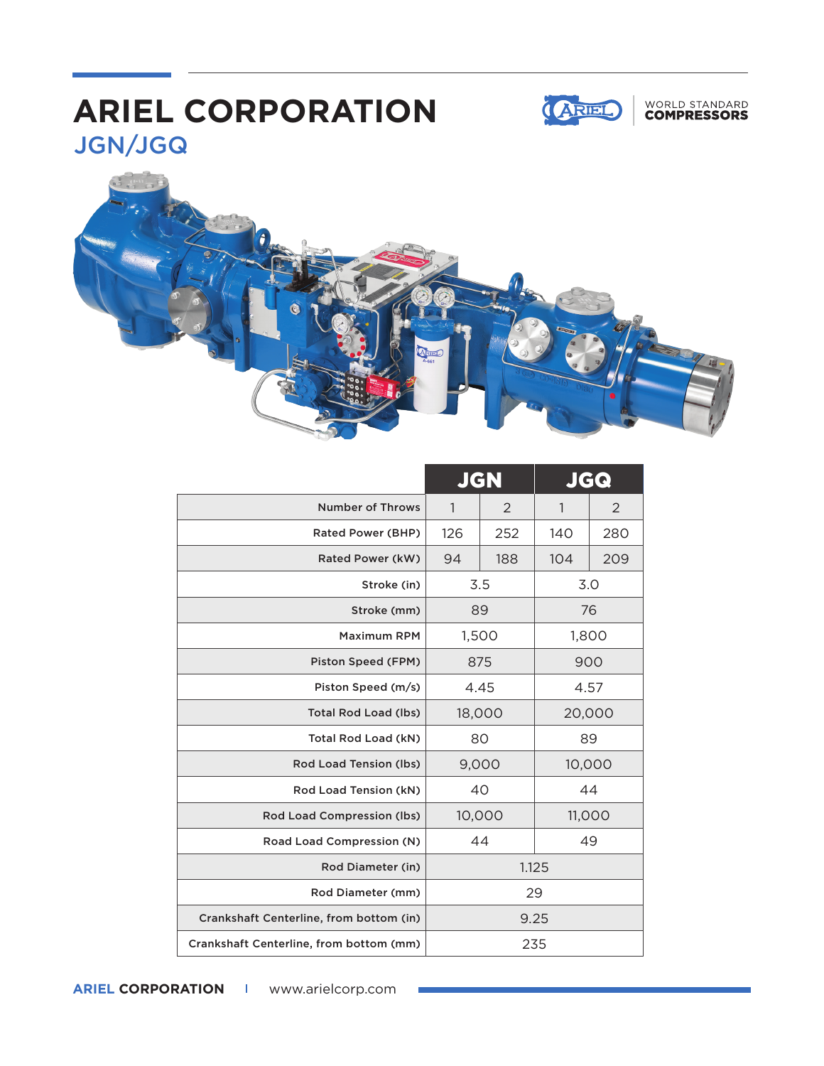# ARIEL CORPORATION

## JGN/JGQ

WORLD STANDARD COMPRESSORS

| | JGN | | JGQ | |
|---|---|---|---|---|
| Number of Throws | 1 | 2 | 1 | 2 |
| Rated Power (BHP) | 126 | 252 | 140 | 280 |
| Rated Power (kW) | 94 | 188 | 104 | 209 |
| Stroke (in) | 3.5 | | 3.0 | |
| Stroke (mm) | 89 | | 76 | |
| Maximum RPM | 1,500 | | 1,800 | |
| Piston Speed (FPM) | 875 | | 900 | |
| Piston Speed (m/s) | 4.45 | | 4.57 | |
| Total Rod Load (lbs) | 18,000 | | 20,000 | |
| Total Rod Load (kN) | 80 | | 89 | |
| Rod Load Tension (lbs) | 9,000 | | 10,000 | |
| Rod Load Tension (kN) | 40 | | 44 | |
| Rod Load Compression (lbs) | 10,000 | | 11,000 | |
| Road Load Compression (N) | 44 | | 49 | |
| Rod Diameter (in) | 1.125 | | | |
| Rod Diameter (mm) | 29 | | | |
| Crankshaft Centerline, from bottom (in) | 9.25 | | | |
| Crankshaft Centerline, from bottom (mm) | 235 | | | |

**ARIEL CORPORATION** | www.arielcorp.com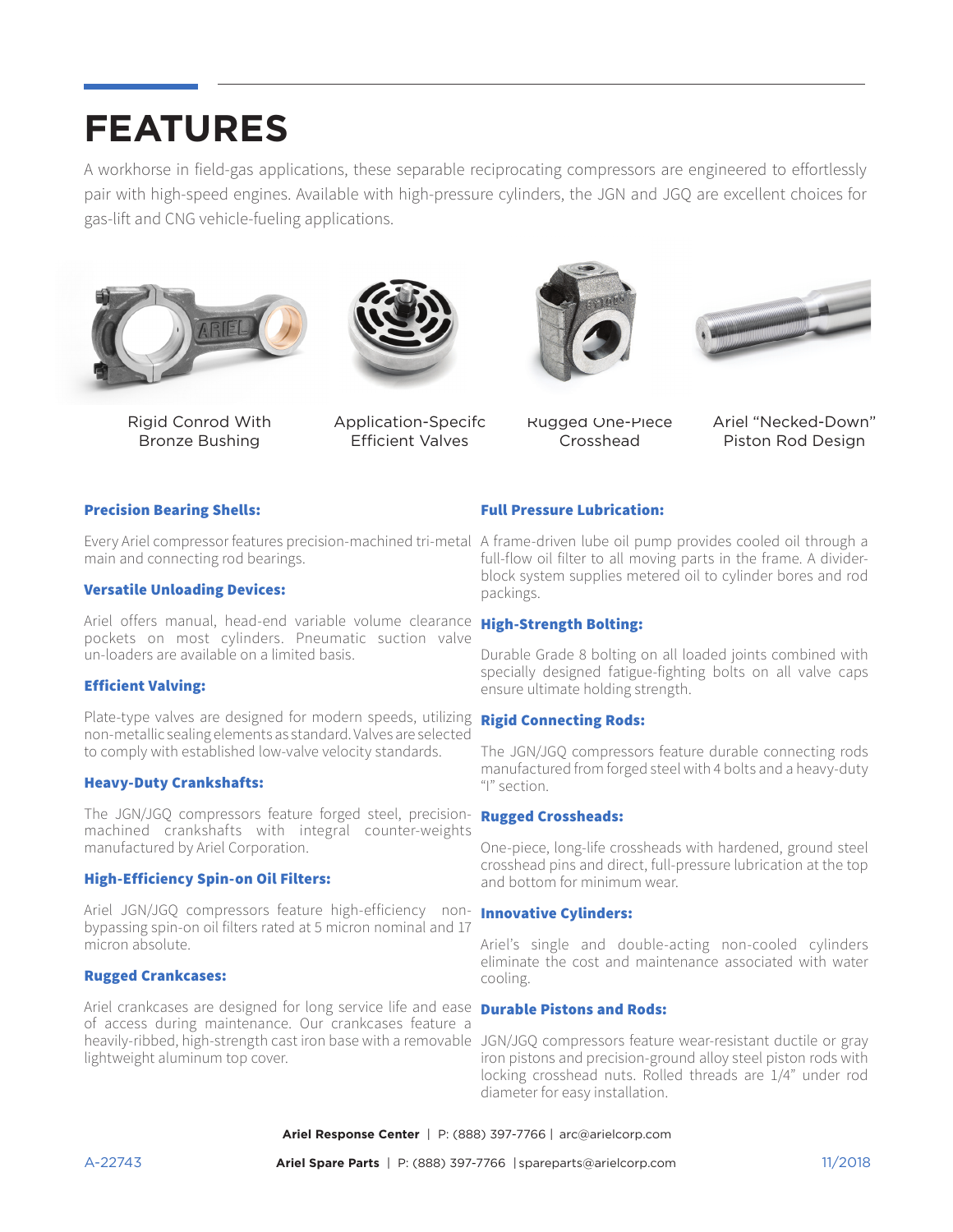# FEATURES

A workhorse in field-gas applications, these separable reciprocating compressors are engineered to effortlessly pair with high-speed engines. Available with high-pressure cylinders, the JGN and JGQ are excellent choices for gas-lift and CNG vehicle-fueling applications.

Rigid Conrod With Bronze Bushing

Application-Specifc Efficient Valves

Rugged One-Piece Crosshead

Ariel "Necked-Down" Piston Rod Design

**Precision Bearing Shells:**

Every Ariel compressor features precision-machined tri-metal main and connecting rod bearings.

**Versatile Unloading Devices:**

Ariel offers manual, head-end variable volume clearance pockets on most cylinders. Pneumatic suction valve un-loaders are available on a limited basis.

**Efficient Valving:**

Plate-type valves are designed for modern speeds, utilizing non-metallic sealing elements as standard. Valves are selected to comply with established low-valve velocity standards.

**Heavy-Duty Crankshafts:**

The JGN/JGQ compressors feature forged steel, precision-machined crankshafts with integral counter-weights manufactured by Ariel Corporation.

**High-Efficiency Spin-on Oil Filters:**

Ariel JGN/JGQ compressors feature high-efficiency non-bypassing spin-on oil filters rated at 5 micron nominal and 17 micron absolute.

**Rugged Crankcases:**

Ariel crankcases are designed for long service life and ease of access during maintenance. Our crankcases feature a heavily-ribbed, high-strength cast iron base with a removable lightweight aluminum top cover.

**Full Pressure Lubrication:**

A frame-driven lube oil pump provides cooled oil through a full-flow oil filter to all moving parts in the frame. A divider-block system supplies metered oil to cylinder bores and rod packings.

**High-Strength Bolting:**

Durable Grade 8 bolting on all loaded joints combined with specially designed fatigue-fighting bolts on all valve caps ensure ultimate holding strength.

**Rigid Connecting Rods:**

The JGN/JGQ compressors feature durable connecting rods manufactured from forged steel with 4 bolts and a heavy-duty "I" section.

**Rugged Crossheads:**

One-piece, long-life crossheads with hardened, ground steel crosshead pins and direct, full-pressure lubrication at the top and bottom for minimum wear.

**Innovative Cylinders:**

Ariel's single and double-acting non-cooled cylinders eliminate the cost and maintenance associated with water cooling.

**Durable Pistons and Rods:**

JGN/JGQ compressors feature wear-resistant ductile or gray iron pistons and precision-ground alloy steel piston rods with locking crosshead nuts. Rolled threads are 1/4" under rod diameter for easy installation.

**Ariel Response Center** | P: (888) 397-7766 | arc@arielcorp.com

**Ariel Spare Parts** | P: (888) 397-7766 | spareparts@arielcorp.com

A-22743

11/2018